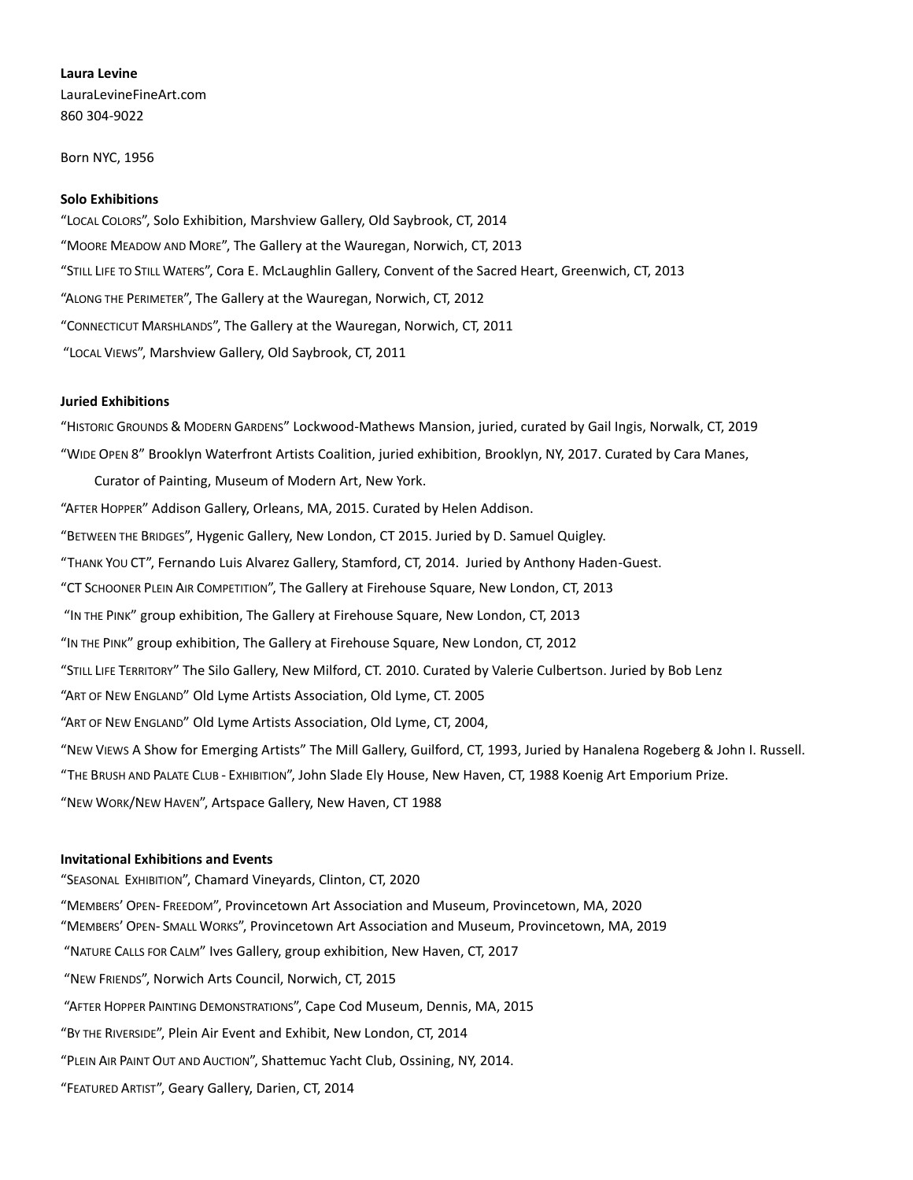**Laura Levine**

LauraLevineFineArt.com

860 304-9022

Born NYC, 1956

**Solo Exhibitions**

"LOCAL COLORS", Solo Exhibition, Marshview Gallery, Old Saybrook, CT, 2014

"MOORE MEADOW AND MORE", The Gallery at the Wauregan, Norwich, CT, 2013

"STILL LIFE TO STILL WATERS", Cora E. McLaughlin Gallery, Convent of the Sacred Heart, Greenwich, CT, 2013

"ALONG THE PERIMETER", The Gallery at the Wauregan, Norwich, CT, 2012

"CONNECTICUT MARSHLANDS", The Gallery at the Wauregan, Norwich, CT, 2011

"LOCAL VIEWS", Marshview Gallery, Old Saybrook, CT, 2011

**Juried Exhibitions**

"HISTORIC GROUNDS & MODERN GARDENS" Lockwood-Mathews Mansion, juried, curated by Gail Ingis, Norwalk, CT, 2019

"WIDE OPEN 8" Brooklyn Waterfront Artists Coalition, juried exhibition, Brooklyn, NY, 2017. Curated by Cara Manes, Curator of Painting, Museum of Modern Art, New York.

"AFTER HOPPER" Addison Gallery, Orleans, MA, 2015. Curated by Helen Addison.

"BETWEEN THE BRIDGES", Hygenic Gallery, New London, CT 2015. Juried by D. Samuel Quigley.

"THANK YOU CT", Fernando Luis Alvarez Gallery, Stamford, CT, 2014. Juried by Anthony Haden-Guest.

"CT SCHOONER PLEIN AIR COMPETITION", The Gallery at Firehouse Square, New London, CT, 2013

"IN THE PINK" group exhibition, The Gallery at Firehouse Square, New London, CT, 2013

"IN THE PINK" group exhibition, The Gallery at Firehouse Square, New London, CT, 2012

"STILL LIFE TERRITORY" The Silo Gallery, New Milford, CT. 2010. Curated by Valerie Culbertson. Juried by Bob Lenz

"ART OF NEW ENGLAND" Old Lyme Artists Association, Old Lyme, CT. 2005

"ART OF NEW ENGLAND" Old Lyme Artists Association, Old Lyme, CT, 2004,

"NEW VIEWS A Show for Emerging Artists" The Mill Gallery, Guilford, CT, 1993, Juried by Hanalena Rogeberg & John I. Russell.

"THE BRUSH AND PALATE CLUB - EXHIBITION", John Slade Ely House, New Haven, CT, 1988 Koenig Art Emporium Prize.

"NEW WORK/NEW HAVEN", Artspace Gallery, New Haven, CT 1988

**Invitational Exhibitions and Events**

"SEASONAL EXHIBITION", Chamard Vineyards, Clinton, CT, 2020

"MEMBERS' OPEN- FREEDOM", Provincetown Art Association and Museum, Provincetown, MA, 2020

"MEMBERS' OPEN- SMALL WORKS", Provincetown Art Association and Museum, Provincetown, MA, 2019

"NATURE CALLS FOR CALM" Ives Gallery, group exhibition, New Haven, CT, 2017

"NEW FRIENDS", Norwich Arts Council, Norwich, CT, 2015

"AFTER HOPPER PAINTING DEMONSTRATIONS", Cape Cod Museum, Dennis, MA, 2015

"BY THE RIVERSIDE", Plein Air Event and Exhibit, New London, CT, 2014

"PLEIN AIR PAINT OUT AND AUCTION", Shattemuc Yacht Club, Ossining, NY, 2014.

"FEATURED ARTIST", Geary Gallery, Darien, CT, 2014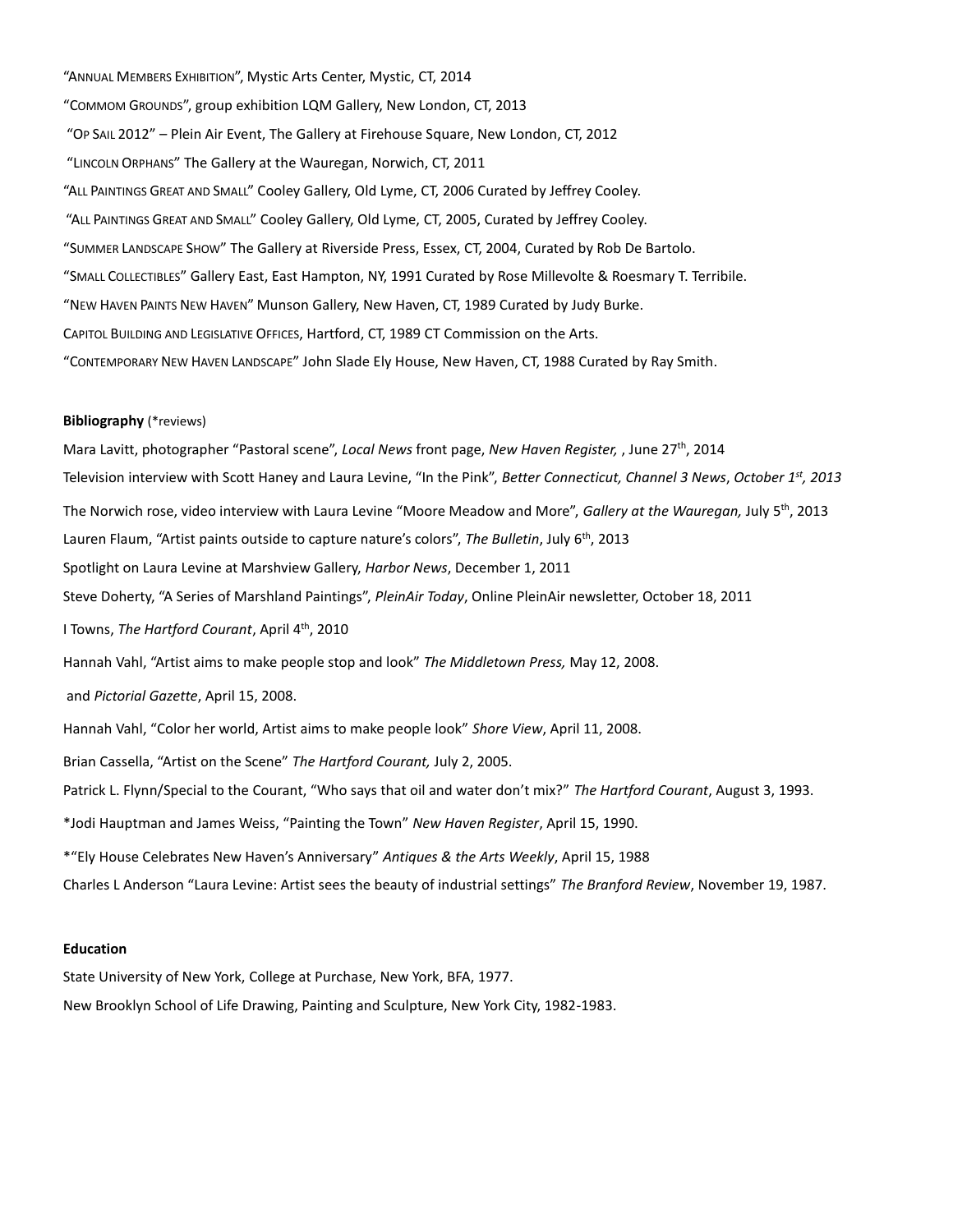"ANNUAL MEMBERS EXHIBITION", Mystic Arts Center, Mystic, CT, 2014

"COMMOM GROUNDS", group exhibition LQM Gallery, New London, CT, 2013

"OP SAIL 2012" – Plein Air Event, The Gallery at Firehouse Square, New London, CT, 2012

"LINCOLN ORPHANS" The Gallery at the Wauregan, Norwich, CT, 2011

"ALL PAINTINGS GREAT AND SMALL" Cooley Gallery, Old Lyme, CT, 2006 Curated by Jeffrey Cooley.

"ALL PAINTINGS GREAT AND SMALL" Cooley Gallery, Old Lyme, CT, 2005, Curated by Jeffrey Cooley.

"SUMMER LANDSCAPE SHOW" The Gallery at Riverside Press, Essex, CT, 2004, Curated by Rob De Bartolo.

"SMALL COLLECTIBLES" Gallery East, East Hampton, NY, 1991 Curated by Rose Millevolte & Roesmary T. Terribile.

"NEW HAVEN PAINTS NEW HAVEN" Munson Gallery, New Haven, CT, 1989 Curated by Judy Burke.

CAPITOL BUILDING AND LEGISLATIVE OFFICES, Hartford, CT, 1989 CT Commission on the Arts.

"CONTEMPORARY NEW HAVEN LANDSCAPE" John Slade Ely House, New Haven, CT, 1988 Curated by Ray Smith.

**Bibliography** (*reviews)

Mara Lavitt, photographer "Pastoral scene", *Local News* front page, *New Haven Register,* , June 27th, 2014

Television interview with Scott Haney and Laura Levine, "In the Pink", *Better Connecticut, Channel 3 News*, *October 1st, 2013*

The Norwich rose, video interview with Laura Levine "Moore Meadow and More", *Gallery at the Wauregan,* July 5th, 2013

Lauren Flaum, "Artist paints outside to capture nature's colors", *The Bulletin*, July 6th, 2013

Spotlight on Laura Levine at Marshview Gallery, *Harbor News*, December 1, 2011

Steve Doherty, "A Series of Marshland Paintings", *PleinAir Today*, Online PleinAir newsletter, October 18, 2011

I Towns, *The Hartford Courant*, April 4th, 2010

Hannah Vahl, "Artist aims to make people stop and look" *The Middletown Press,* May 12, 2008.

and *Pictorial Gazette*, April 15, 2008.

Hannah Vahl, "Color her world, Artist aims to make people look" *Shore View*, April 11, 2008.

Brian Cassella, "Artist on the Scene" *The Hartford Courant,* July 2, 2005.

Patrick L. Flynn/Special to the Courant, "Who says that oil and water don't mix?" *The Hartford Courant*, August 3, 1993.

*Jodi Hauptman and James Weiss, "Painting the Town" *New Haven Register*, April 15, 1990.

*"Ely House Celebrates New Haven's Anniversary" *Antiques & the Arts Weekly*, April 15, 1988

Charles L Anderson "Laura Levine: Artist sees the beauty of industrial settings" *The Branford Review*, November 19, 1987.

**Education**

State University of New York, College at Purchase, New York, BFA, 1977.

New Brooklyn School of Life Drawing, Painting and Sculpture, New York City, 1982-1983.